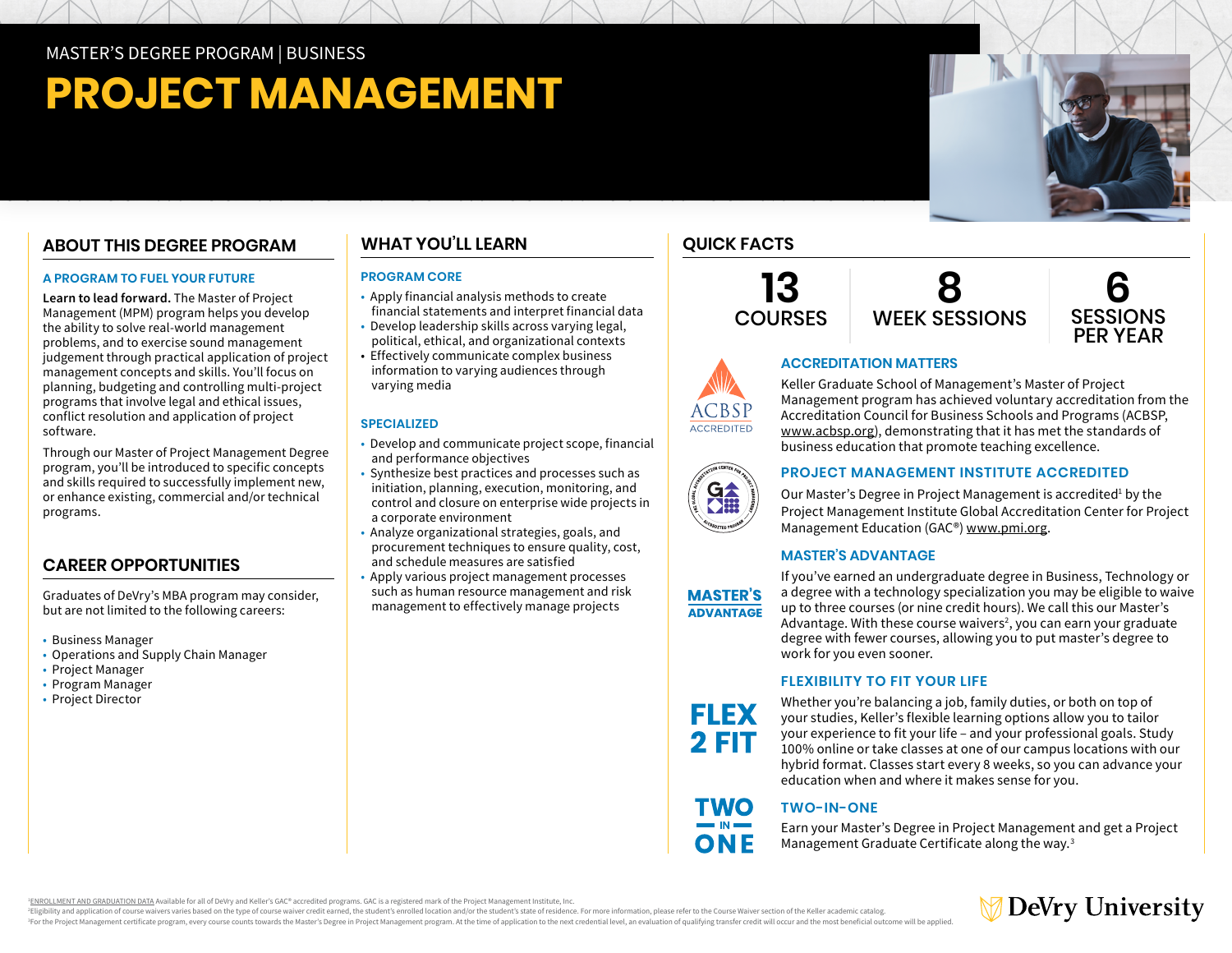MASTER'S DEGREE PROGRAM | BUSINESS

# PROJECT MANAGEMENT

## ABOUT THIS DEGREE PROGRAM

### A PROGRAM TO FUEL YOUR FUTURE

**Learn to lead forward.** The Master of Project Management (MPM) program helps you develop the ability to solve real-world management problems, and to exercise sound management judgement through practical application of project management concepts and skills. You'll focus on planning, budgeting and controlling multi-project programs that involve legal and ethical issues, conflict resolution and application of project software.

Through our Master of Project Management Degree program, you'll be introduced to specific concepts and skills required to successfully implement new, or enhance existing, commercial and/or technical programs.

## CAREER OPPORTUNITIES

Graduates of DeVry's MBA program may consider, but are not limited to the following careers:

- Business Manager
- Operations and Supply Chain Manager
- Project Manager
- Program Manager
- Project Director

## WHAT YOU'LL LEARN

### PROGRAM CORE

- Apply financial analysis methods to create financial statements and interpret financial data
- Develop leadership skills across varying legal, political, ethical, and organizational contexts
- Effectively communicate complex business information to varying audiences through varying media

### SPECIALIZED

- Develop and communicate project scope, financial and performance objectives
- Synthesize best practices and processes such as initiation, planning, execution, monitoring, and control and closure on enterprise wide projects in a corporate environment
- Analyze organizational strategies, goals, and procurement techniques to ensure quality, cost, and schedule measures are satisfied
- Apply various project management processes such as human resource management and risk management to effectively manage projects

## QUICK FACTS

**13** COURSES

**8** WEEK SESSIONS

**6** SESSIONS PER YEAR

### ACCREDITATION MATTERS

ACBSP ACCREDITED

Keller Graduate School of Management's Master of Project Management program has achieved voluntary accreditation from the Accreditation Council for Business Schools and Programs (ACBSP, www.acbsp.org), demonstrating that it has met the standards of business education that promote teaching excellence.

### PROJECT MANAGEMENT INSTITUTE ACCREDITED

Our Master's Degree in Project Management is accredited[1] by the Project Management Institute Global Accreditation Center for Project Management Education (GAC®) www.pmi.org.

### MASTER'S ADVANTAGE

If you've earned an undergraduate degree in Business, Technology or a degree with a technology specialization you may be eligible to waive up to three courses (or nine credit hours). We call this our Master's Advantage. With these course waivers[2], you can earn your graduate degree with fewer courses, allowing you to put master's degree to work for you even sooner.

### FLEXIBILITY TO FIT YOUR LIFE

FLEX 2 FIT

Whether you're balancing a job, family duties, or both on top of your studies, Keller's flexible learning options allow you to tailor your experience to fit your life – and your professional goals. Study 100% online or take classes at one of our campus locations with our hybrid format. Classes start every 8 weeks, so you can advance your education when and where it makes sense for you.

### TWO-IN-ONE

Earn your Master's Degree in Project Management and get a Project Management Graduate Certificate along the way.[3]

[1] ENROLLMENT AND GRADUATION DATA Available for all of DeVry and Keller's GAC® accredited programs. GAC is a registered mark of the Project Management Institute, Inc.
[2] Eligibility and application of course waivers varies based on the type of course waiver credit earned, the student's enrolled location and/or the student's state of residence. For more information, please refer to the Course Waiver section of the Keller academic catalog.
[3] For the Project Management certificate program, every course counts towards the Master's Degree in Project Management program. At the time of application to the next credential level, an evaluation of qualifying transfer credit will occur and the most beneficial outcome will be applied.

DeVry University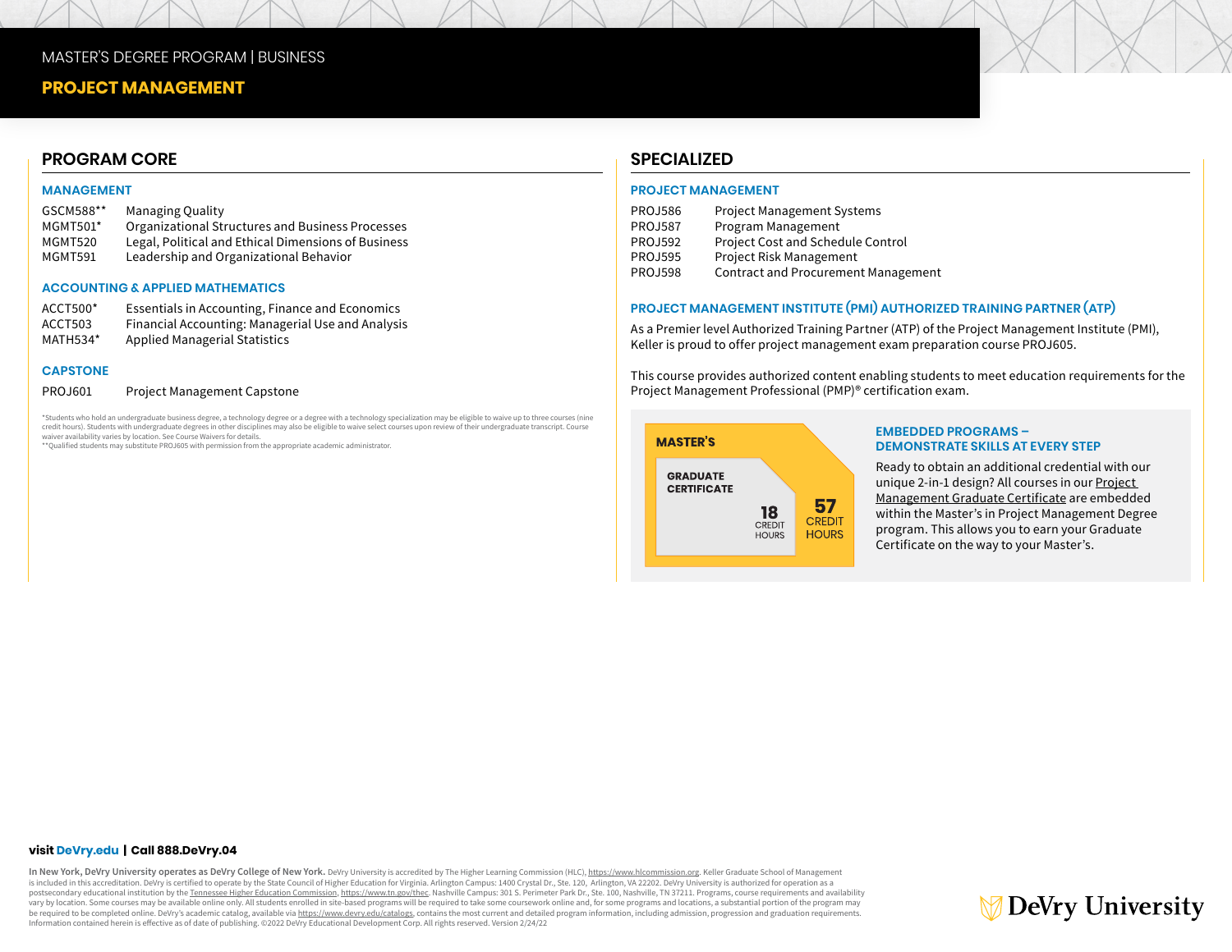MASTER'S DEGREE PROGRAM | BUSINESS

# PROJECT MANAGEMENT

## PROGRAM CORE

### MANAGEMENT

| | |
|---|---|
| GSCM588** | Managing Quality |
| MGMT501* | Organizational Structures and Business Processes |
| MGMT520 | Legal, Political and Ethical Dimensions of Business |
| MGMT591 | Leadership and Organizational Behavior |

### ACCOUNTING & APPLIED MATHEMATICS

| | |
|---|---|
| ACCT500* | Essentials in Accounting, Finance and Economics |
| ACCT503 | Financial Accounting: Managerial Use and Analysis |
| MATH534* | Applied Managerial Statistics |

### CAPSTONE

| | |
|---|---|
| PROJ601 | Project Management Capstone |

*Students who hold an undergraduate business degree, a technology degree or a degree with a technology specialization may be eligible to waive up to three courses (nine credit hours). Students with undergraduate degrees in other disciplines may also be eligible to waive select courses upon review of their undergraduate transcript. Course waiver availability varies by location. See Course Waivers for details.
**Qualified students may substitute PROJ605 with permission from the appropriate academic administrator.

## SPECIALIZED

### PROJECT MANAGEMENT

| | |
|---|---|
| PROJ586 | Project Management Systems |
| PROJ587 | Program Management |
| PROJ592 | Project Cost and Schedule Control |
| PROJ595 | Project Risk Management |
| PROJ598 | Contract and Procurement Management |

### PROJECT MANAGEMENT INSTITUTE (PMI) AUTHORIZED TRAINING PARTNER (ATP)

As a Premier level Authorized Training Partner (ATP) of the Project Management Institute (PMI), Keller is proud to offer project management exam preparation course PROJ605.

This course provides authorized content enabling students to meet education requirements for the Project Management Professional (PMP)® certification exam.

MASTER'S

GRADUATE CERTIFICATE

18 CREDIT HOURS

57 CREDIT HOURS

### EMBEDDED PROGRAMS – DEMONSTRATE SKILLS AT EVERY STEP

Ready to obtain an additional credential with our unique 2-in-1 design? All courses in our Project Management Graduate Certificate are embedded within the Master's in Project Management Degree program. This allows you to earn your Graduate Certificate on the way to your Master's.

**visit DeVry.edu | Call 888.DeVry.04**

**In New York, DeVry University operates as DeVry College of New York.** DeVry University is accredited by The Higher Learning Commission (HLC), https://www.hlcommission.org. Keller Graduate School of Management is included in this accreditation. DeVry is certified to operate by the State Council of Higher Education for Virginia. Arlington Campus: 1400 Crystal Dr., Ste. 120, Arlington, VA 22202. DeVry University is authorized for operation as a postsecondary educational institution by the Tennessee Higher Education Commission, https://www.tn.gov/thec. Nashville Campus: 301 S. Perimeter Park Dr., Ste. 100, Nashville, TN 37211. Programs, course requirements and availability vary by location. Some courses may be available online only. All students enrolled in site-based programs will be required to take some coursework online and, for some programs and locations, a substantial portion of the program may be required to be completed online. DeVry's academic catalog, available via https://www.devry.edu/catalogs, contains the most current and detailed program information, including admission, progression and graduation requirements. Information contained herein is effective as of date of publishing. ©2022 DeVry Educational Development Corp. All rights reserved. Version 2/24/22

DeVry University